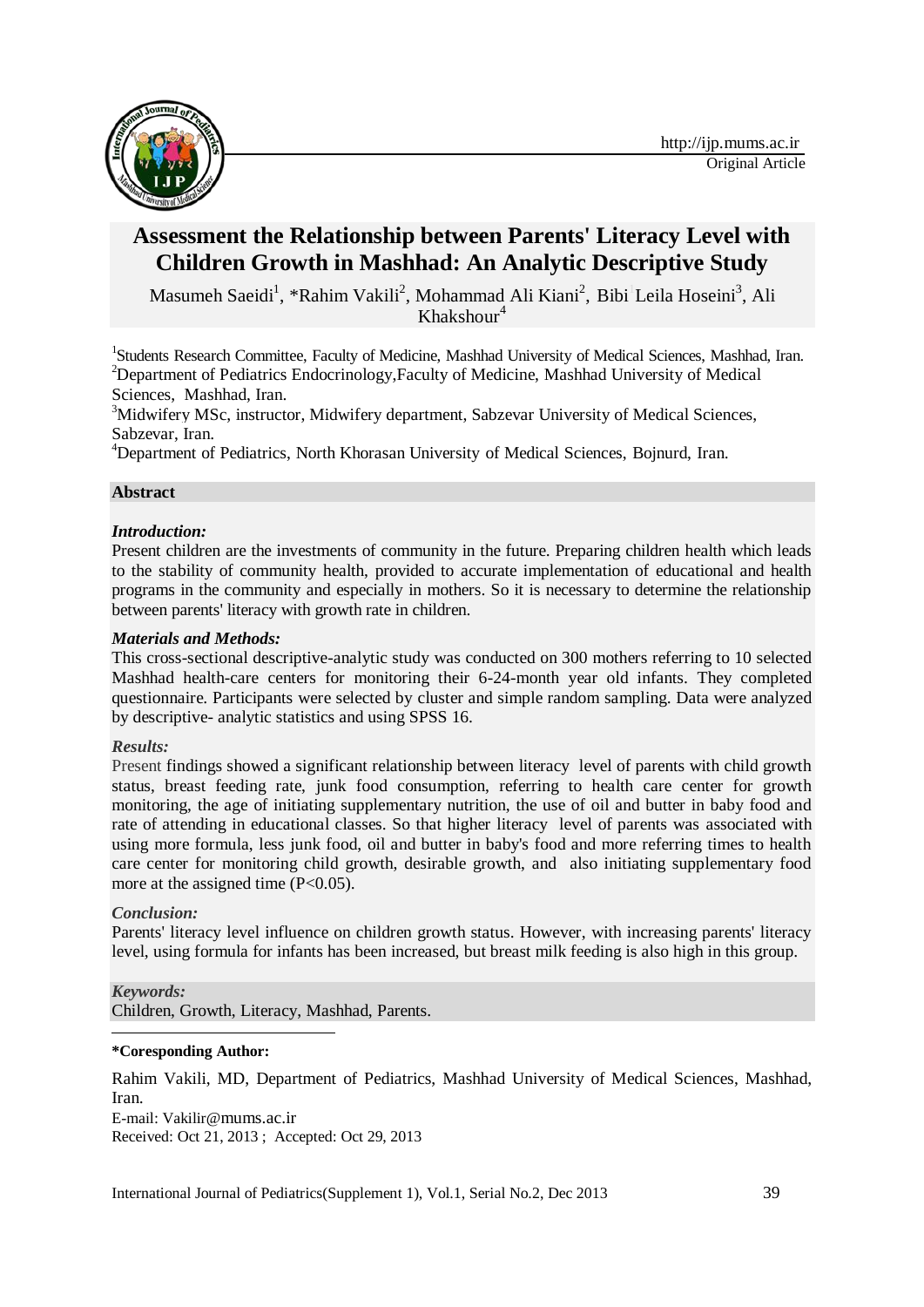http://ijp.mums.ac.ir
Original Article

# Assessment the Relationship between Parents' Literacy Level with Children Growth in Mashhad: An Analytic Descriptive Study

Masumeh Saeidi[1], *Rahim Vakili[2], Mohammad Ali Kiani[2], Bibi Leila Hoseini[3], Ali Khakshour[4]

[1]Students Research Committee, Faculty of Medicine, Mashhad University of Medical Sciences, Mashhad, Iran.
[2]Department of Pediatrics Endocrinology,Faculty of Medicine, Mashhad University of Medical Sciences, Mashhad, Iran.
[3]Midwifery MSc, instructor, Midwifery department, Sabzevar University of Medical Sciences, Sabzevar, Iran.
[4]Department of Pediatrics, North Khorasan University of Medical Sciences, Bojnurd, Iran.

## Abstract

***Introduction:***
Present children are the investments of community in the future. Preparing children health which leads to the stability of community health, provided to accurate implementation of educational and health programs in the community and especially in mothers. So it is necessary to determine the relationship between parents' literacy with growth rate in children.

***Materials and Methods:***
This cross-sectional descriptive-analytic study was conducted on 300 mothers referring to 10 selected Mashhad health-care centers for monitoring their 6-24-month year old infants. They completed questionnaire. Participants were selected by cluster and simple random sampling. Data were analyzed by descriptive- analytic statistics and using SPSS 16.

***Results:***
Present findings showed a significant relationship between literacy level of parents with child growth status, breast feeding rate, junk food consumption, referring to health care center for growth monitoring, the age of initiating supplementary nutrition, the use of oil and butter in baby food and rate of attending in educational classes. So that higher literacy level of parents was associated with using more formula, less junk food, oil and butter in baby's food and more referring times to health care center for monitoring child growth, desirable growth, and also initiating supplementary food more at the assigned time ($P<0.05$).

***Conclusion:***
Parents' literacy level influence on children growth status. However, with increasing parents' literacy level, using formula for infants has been increased, but breast milk feeding is also high in this group.

***Keywords:***
Children, Growth, Literacy, Mashhad, Parents.

---

**\*Coresponding Author:**

Rahim Vakili, MD, Department of Pediatrics, Mashhad University of Medical Sciences, Mashhad, Iran.
E-mail: Vakilir@mums.ac.ir
Received: Oct 21, 2013 ; Accepted: Oct 29, 2013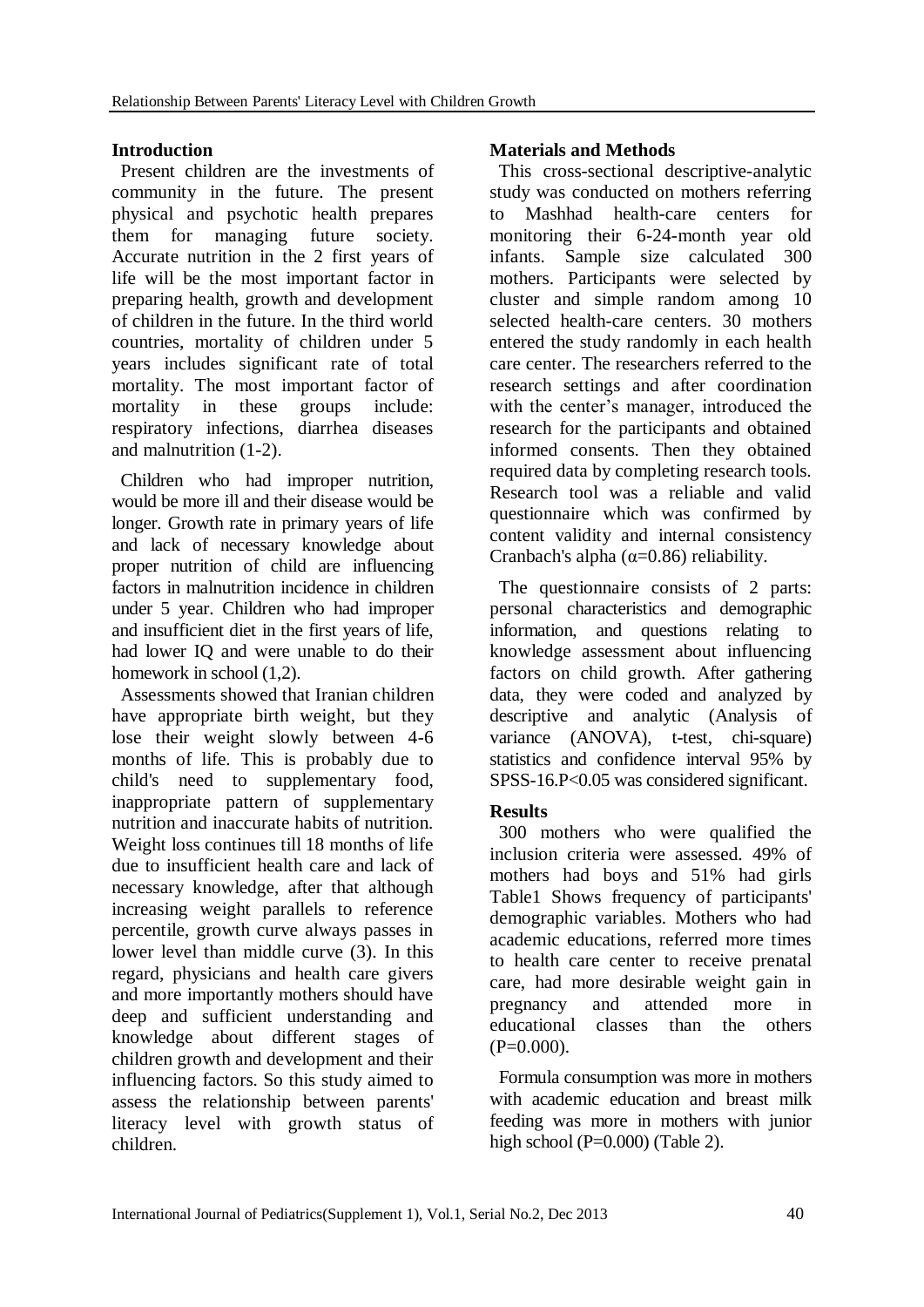## Introduction

Present children are the investments of community in the future. The present physical and psychotic health prepares them for managing future society. Accurate nutrition in the 2 first years of life will be the most important factor in preparing health, growth and development of children in the future. In the third world countries, mortality of children under 5 years includes significant rate of total mortality. The most important factor of mortality in these groups include: respiratory infections, diarrhea diseases and malnutrition (1-2).

Children who had improper nutrition, would be more ill and their disease would be longer. Growth rate in primary years of life and lack of necessary knowledge about proper nutrition of child are influencing factors in malnutrition incidence in children under 5 year. Children who had improper and insufficient diet in the first years of life, had lower IQ and were unable to do their homework in school (1,2).

Assessments showed that Iranian children have appropriate birth weight, but they lose their weight slowly between 4-6 months of life. This is probably due to child's need to supplementary food, inappropriate pattern of supplementary nutrition and inaccurate habits of nutrition. Weight loss continues till 18 months of life due to insufficient health care and lack of necessary knowledge, after that although increasing weight parallels to reference percentile, growth curve always passes in lower level than middle curve (3). In this regard, physicians and health care givers and more importantly mothers should have deep and sufficient understanding and knowledge about different stages of children growth and development and their influencing factors. So this study aimed to assess the relationship between parents' literacy level with growth status of children.

## Materials and Methods

This cross-sectional descriptive-analytic study was conducted on mothers referring to Mashhad health-care centers for monitoring their 6-24-month year old infants. Sample size calculated 300 mothers. Participants were selected by cluster and simple random among 10 selected health-care centers. 30 mothers entered the study randomly in each health care center. The researchers referred to the research settings and after coordination with the center's manager, introduced the research for the participants and obtained informed consents. Then they obtained required data by completing research tools. Research tool was a reliable and valid questionnaire which was confirmed by content validity and internal consistency Cranbach's alpha ($\alpha$=0.86) reliability.

The questionnaire consists of 2 parts: personal characteristics and demographic information, and questions relating to knowledge assessment about influencing factors on child growth. After gathering data, they were coded and analyzed by descriptive and analytic (Analysis of variance (ANOVA), t-test, chi-square) statistics and confidence interval 95% by SPSS-16.$P<0.05$ was considered significant.

## Results

300 mothers who were qualified the inclusion criteria were assessed. 49% of mothers had boys and 51% had girls Table1 Shows frequency of participants' demographic variables. Mothers who had academic educations, referred more times to health care center to receive prenatal care, had more desirable weight gain in pregnancy and attended more in educational classes than the others ($P=0.000$).

Formula consumption was more in mothers with academic education and breast milk feeding was more in mothers with junior high school ($P=0.000$) (Table 2).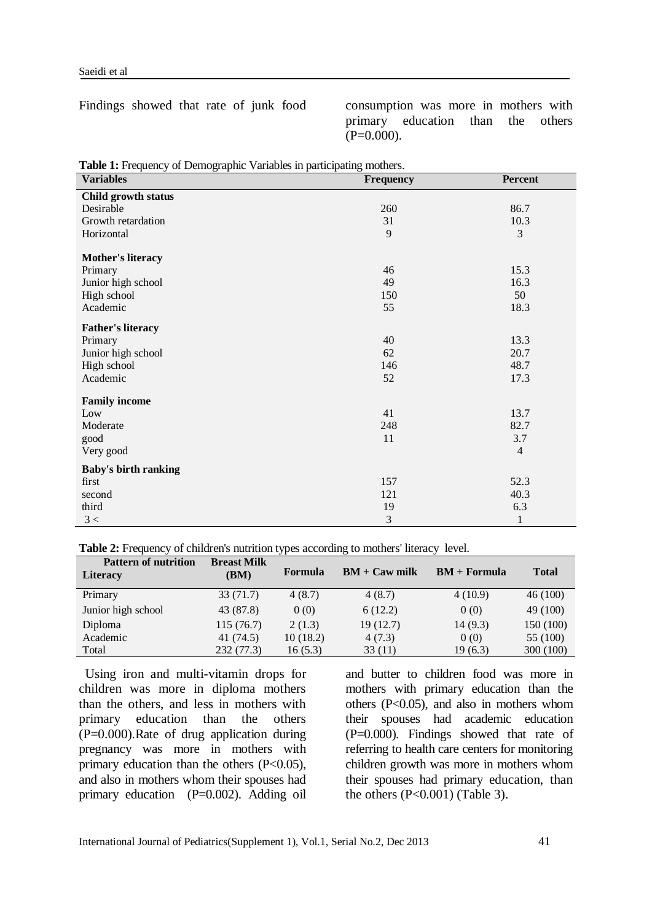Findings showed that rate of junk food consumption was more in mothers with primary education than the others (P=0.000).

**Table 1:** Frequency of Demographic Variables in participating mothers.

| Variables | Frequency | Percent |
|---|---|---|
| **Child growth status** | | |
| Desirable | 260 | 86.7 |
| Growth retardation | 31 | 10.3 |
| Horizontal | 9 | 3 |
| **Mother's literacy** | | |
| Primary | 46 | 15.3 |
| Junior high school | 49 | 16.3 |
| High school | 150 | 50 |
| Academic | 55 | 18.3 |
| **Father's literacy** | | |
| Primary | 40 | 13.3 |
| Junior high school | 62 | 20.7 |
| High school | 146 | 48.7 |
| Academic | 52 | 17.3 |
| **Family income** | | |
| Low | 41 | 13.7 |
| Moderate | 248 | 82.7 |
| good | 11 | 3.7 |
| Very good | | 4 |
| **Baby's birth ranking** | | |
| first | 157 | 52.3 |
| second | 121 | 40.3 |
| third | 19 | 6.3 |
| 3 < | 3 | 1 |

**Table 2:** Frequency of children's nutrition types according to mothers' literacy level.

| Pattern of nutrition / Literacy | Breast Milk (BM) | Formula | BM + Caw milk | BM + Formula | Total |
|---|---|---|---|---|---|
| Primary | 33 (71.7) | 4 (8.7) | 4 (8.7) | 4 (10.9) | 46 (100) |
| Junior high school | 43 (87.8) | 0 (0) | 6 (12.2) | 0 (0) | 49 (100) |
| Diploma | 115 (76.7) | 2 (1.3) | 19 (12.7) | 14 (9.3) | 150 (100) |
| Academic | 41 (74.5) | 10 (18.2) | 4 (7.3) | 0 (0) | 55 (100) |
| Total | 232 (77.3) | 16 (5.3) | 33 (11) | 19 (6.3) | 300 (100) |

Using iron and multi-vitamin drops for children was more in diploma mothers than the others, and less in mothers with primary education than the others (P=0.000).Rate of drug application during pregnancy was more in mothers with primary education than the others (P<0.05), and also in mothers whom their spouses had primary education (P=0.002). Adding oil and butter to children food was more in mothers with primary education than the others (P<0.05), and also in mothers whom their spouses had academic education (P=0.000). Findings showed that rate of referring to health care centers for monitoring children growth was more in mothers whom their spouses had primary education, than the others (P<0.001) (Table 3).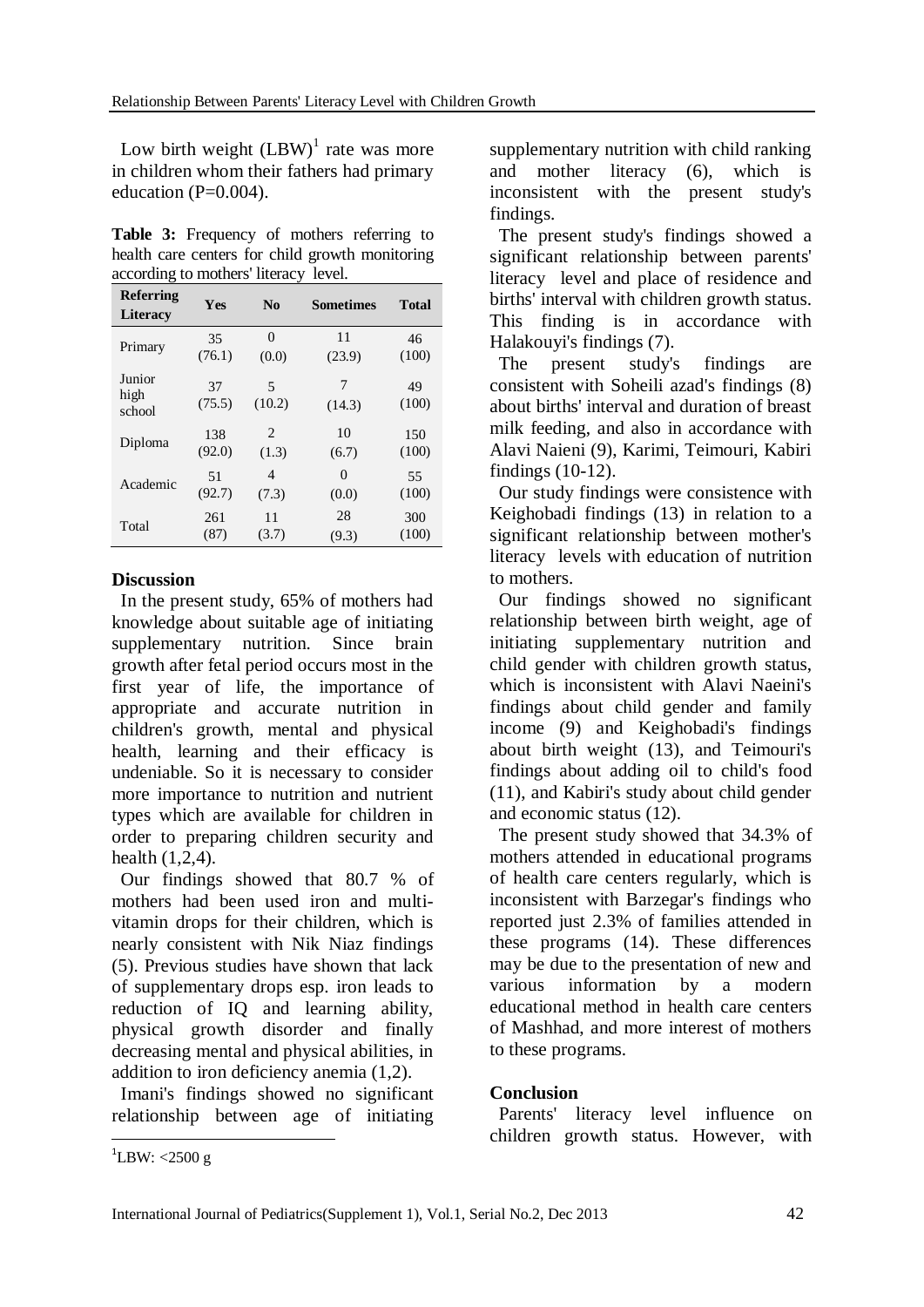Low birth weight (LBW)[1] rate was more in children whom their fathers had primary education (P=0.004).

**Table 3:** Frequency of mothers referring to health care centers for child growth monitoring according to mothers' literacy level.

| Referring / Literacy | Yes | No | Sometimes | Total |
|---|---|---|---|---|
| Primary | 35 (76.1) | 0 (0.0) | 11 (23.9) | 46 (100) |
| Junior high school | 37 (75.5) | 5 (10.2) | 7 (14.3) | 49 (100) |
| Diploma | 138 (92.0) | 2 (1.3) | 10 (6.7) | 150 (100) |
| Academic | 51 (92.7) | 4 (7.3) | 0 (0.0) | 55 (100) |
| Total | 261 (87) | 11 (3.7) | 28 (9.3) | 300 (100) |

## Discussion

In the present study, 65% of mothers had knowledge about suitable age of initiating supplementary nutrition. Since brain growth after fetal period occurs most in the first year of life, the importance of appropriate and accurate nutrition in children's growth, mental and physical health, learning and their efficacy is undeniable. So it is necessary to consider more importance to nutrition and nutrient types which are available for children in order to preparing children security and health (1,2,4).

Our findings showed that 80.7 % of mothers had been used iron and multi-vitamin drops for their children, which is nearly consistent with Nik Niaz findings (5). Previous studies have shown that lack of supplementary drops esp. iron leads to reduction of IQ and learning ability, physical growth disorder and finally decreasing mental and physical abilities, in addition to iron deficiency anemia (1,2).

Imani's findings showed no significant relationship between age of initiating supplementary nutrition with child ranking and mother literacy (6), which is inconsistent with the present study's findings.

The present study's findings showed a significant relationship between parents' literacy level and place of residence and births' interval with children growth status. This finding is in accordance with Halakouyi's findings (7).

The present study's findings are consistent with Soheili azad's findings (8) about births' interval and duration of breast milk feeding, and also in accordance with Alavi Naieni (9), Karimi, Teimouri, Kabiri findings (10-12).

Our study findings were consistence with Keighobadi findings (13) in relation to a significant relationship between mother's literacy levels with education of nutrition to mothers.

Our findings showed no significant relationship between birth weight, age of initiating supplementary nutrition and child gender with children growth status, which is inconsistent with Alavi Naeini's findings about child gender and family income (9) and Keighobadi's findings about birth weight (13), and Teimouri's findings about adding oil to child's food (11), and Kabiri's study about child gender and economic status (12).

The present study showed that 34.3% of mothers attended in educational programs of health care centers regularly, which is inconsistent with Barzegar's findings who reported just 2.3% of families attended in these programs (14). These differences may be due to the presentation of new and various information by a modern educational method in health care centers of Mashhad, and more interest of mothers to these programs.

## Conclusion

Parents' literacy level influence on children growth status. However, with

[1] LBW: <2500 g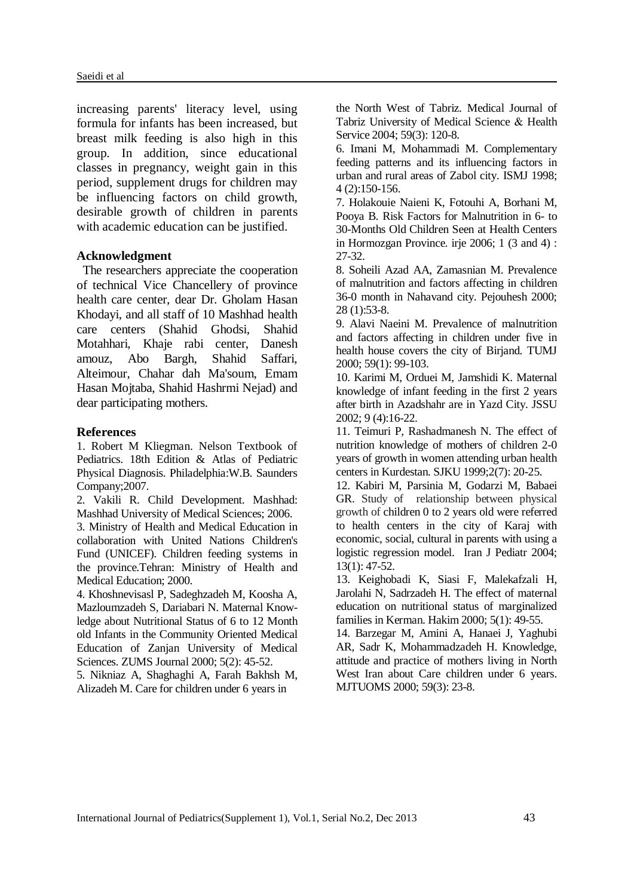increasing parents' literacy level, using formula for infants has been increased, but breast milk feeding is also high in this group. In addition, since educational classes in pregnancy, weight gain in this period, supplement drugs for children may be influencing factors on child growth, desirable growth of children in parents with academic education can be justified.

**Acknowledgment**

The researchers appreciate the cooperation of technical Vice Chancellery of province health care center, dear Dr. Gholam Hasan Khodayi, and all staff of 10 Mashhad health care centers (Shahid Ghodsi, Shahid Motahhari, Khaje rabi center, Danesh amouz, Abo Bargh, Shahid Saffari, Alteimour, Chahar dah Ma'soum, Emam Hasan Mojtaba, Shahid Hashrmi Nejad) and dear participating mothers.

**References**

1. Robert M Kliegman. Nelson Textbook of Pediatrics. 18th Edition & Atlas of Pediatric Physical Diagnosis. Philadelphia:W.B. Saunders Company;2007.
2. Vakili R. Child Development. Mashhad: Mashhad University of Medical Sciences; 2006.
3. Ministry of Health and Medical Education in collaboration with United Nations Children's Fund (UNICEF). Children feeding systems in the province.Tehran: Ministry of Health and Medical Education; 2000.
4. Khoshnevisasl P, Sadeghzadeh M, Koosha A, Mazloumzadeh S, Dariabari N. Maternal Knowledge about Nutritional Status of 6 to 12 Month old Infants in the Community Oriented Medical Education of Zanjan University of Medical Sciences. ZUMS Journal 2000; 5(2): 45-52.
5. Nikniaz A, Shaghaghi A, Farah Bakhsh M, Alizadeh M. Care for children under 6 years in the North West of Tabriz. Medical Journal of Tabriz University of Medical Science & Health Service 2004; 59(3): 120-8.
6. Imani M, Mohammadi M. Complementary feeding patterns and its influencing factors in urban and rural areas of Zabol city. ISMJ 1998; 4 (2):150-156.
7. Holakouie Naieni K, Fotouhi A, Borhani M, Pooya B. Risk Factors for Malnutrition in 6- to 30-Months Old Children Seen at Health Centers in Hormozgan Province. irje 2006; 1 (3 and 4) : 27-32.
8. Soheili Azad AA, Zamasnian M. Prevalence of malnutrition and factors affecting in children 36-0 month in Nahavand city. Pejouhesh 2000; 28 (1):53-8.
9. Alavi Naeini M. Prevalence of malnutrition and factors affecting in children under five in health house covers the city of Birjand. TUMJ 2000; 59(1): 99-103.
10. Karimi M, Orduei M, Jamshidi K. Maternal knowledge of infant feeding in the first 2 years after birth in Azadshahr are in Yazd City. JSSU 2002; 9 (4):16-22.
11. Teimuri P, Rashadmanesh N. The effect of nutrition knowledge of mothers of children 2-0 years of growth in women attending urban health centers in Kurdestan. SJKU 1999;2(7): 20-25.
12. Kabiri M, Parsinia M, Godarzi M, Babaei GR. Study of relationship between physical growth of children 0 to 2 years old were referred to health centers in the city of Karaj with economic, social, cultural in parents with using a logistic regression model. Iran J Pediatr 2004; 13(1): 47-52.
13. Keighobadi K, Siasi F, Malekafzali H, Jarolahi N, Sadrzadeh H. The effect of maternal education on nutritional status of marginalized families in Kerman. Hakim 2000; 5(1): 49-55.
14. Barzegar M, Amini A, Hanaei J, Yaghubi AR, Sadr K, Mohammadzadeh H. Knowledge, attitude and practice of mothers living in North West Iran about Care children under 6 years. MJTUOMS 2000; 59(3): 23-8.